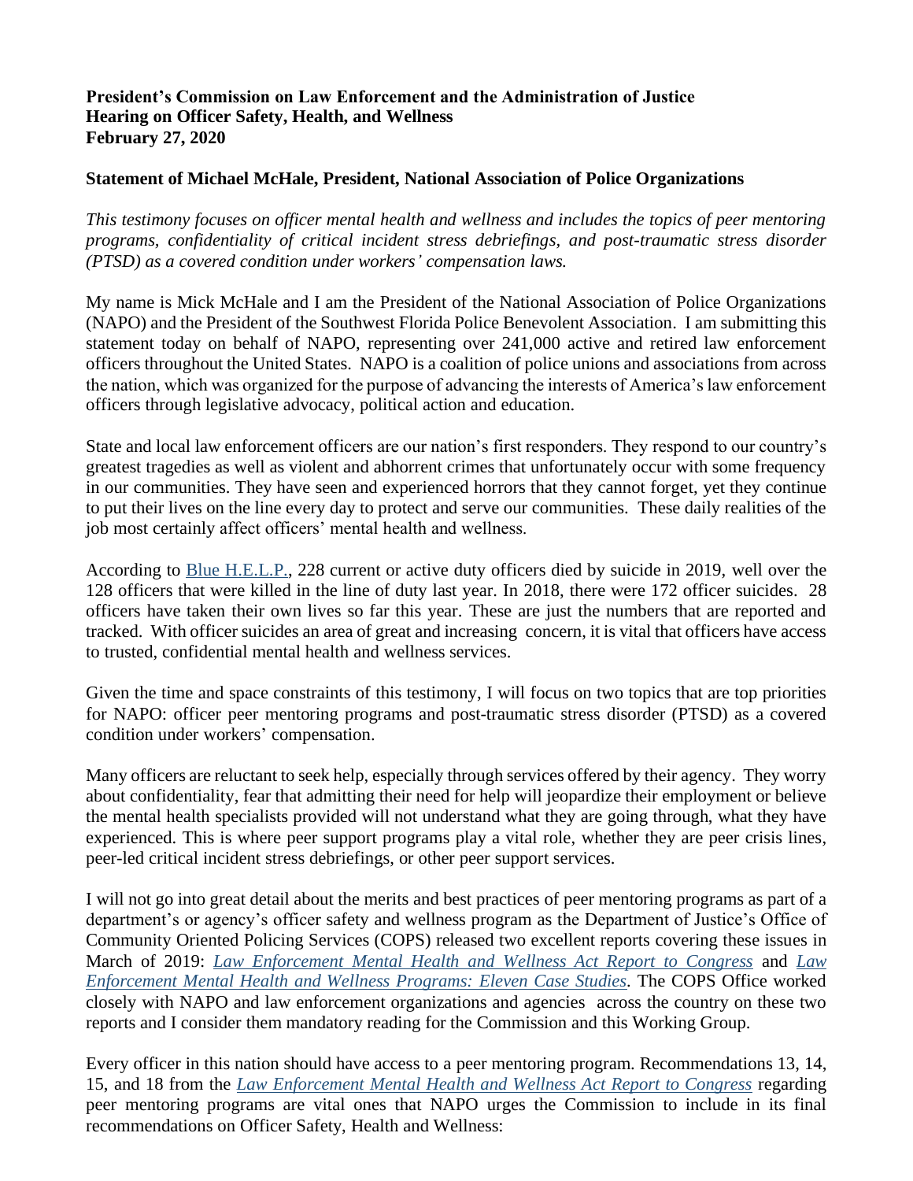**President's Commission on Law Enforcement and the Administration of Justice**
**Hearing on Officer Safety, Health, and Wellness**
**February 27, 2020**

**Statement of Michael McHale, President, National Association of Police Organizations**

*This testimony focuses on officer mental health and wellness and includes the topics of peer mentoring programs, confidentiality of critical incident stress debriefings, and post-traumatic stress disorder (PTSD) as a covered condition under workers' compensation laws.*

My name is Mick McHale and I am the President of the National Association of Police Organizations (NAPO) and the President of the Southwest Florida Police Benevolent Association. I am submitting this statement today on behalf of NAPO, representing over 241,000 active and retired law enforcement officers throughout the United States. NAPO is a coalition of police unions and associations from across the nation, which was organized for the purpose of advancing the interests of America's law enforcement officers through legislative advocacy, political action and education.

State and local law enforcement officers are our nation's first responders. They respond to our country's greatest tragedies as well as violent and abhorrent crimes that unfortunately occur with some frequency in our communities. They have seen and experienced horrors that they cannot forget, yet they continue to put their lives on the line every day to protect and serve our communities. These daily realities of the job most certainly affect officers' mental health and wellness.

According to Blue H.E.L.P., 228 current or active duty officers died by suicide in 2019, well over the 128 officers that were killed in the line of duty last year. In 2018, there were 172 officer suicides. 28 officers have taken their own lives so far this year. These are just the numbers that are reported and tracked. With officer suicides an area of great and increasing concern, it is vital that officers have access to trusted, confidential mental health and wellness services.

Given the time and space constraints of this testimony, I will focus on two topics that are top priorities for NAPO: officer peer mentoring programs and post-traumatic stress disorder (PTSD) as a covered condition under workers' compensation.

Many officers are reluctant to seek help, especially through services offered by their agency. They worry about confidentiality, fear that admitting their need for help will jeopardize their employment or believe the mental health specialists provided will not understand what they are going through, what they have experienced. This is where peer support programs play a vital role, whether they are peer crisis lines, peer-led critical incident stress debriefings, or other peer support services.

I will not go into great detail about the merits and best practices of peer mentoring programs as part of a department's or agency's officer safety and wellness program as the Department of Justice's Office of Community Oriented Policing Services (COPS) released two excellent reports covering these issues in March of 2019: *Law Enforcement Mental Health and Wellness Act Report to Congress* and *Law Enforcement Mental Health and Wellness Programs: Eleven Case Studies*. The COPS Office worked closely with NAPO and law enforcement organizations and agencies across the country on these two reports and I consider them mandatory reading for the Commission and this Working Group.

Every officer in this nation should have access to a peer mentoring program. Recommendations 13, 14, 15, and 18 from the *Law Enforcement Mental Health and Wellness Act Report to Congress* regarding peer mentoring programs are vital ones that NAPO urges the Commission to include in its final recommendations on Officer Safety, Health and Wellness: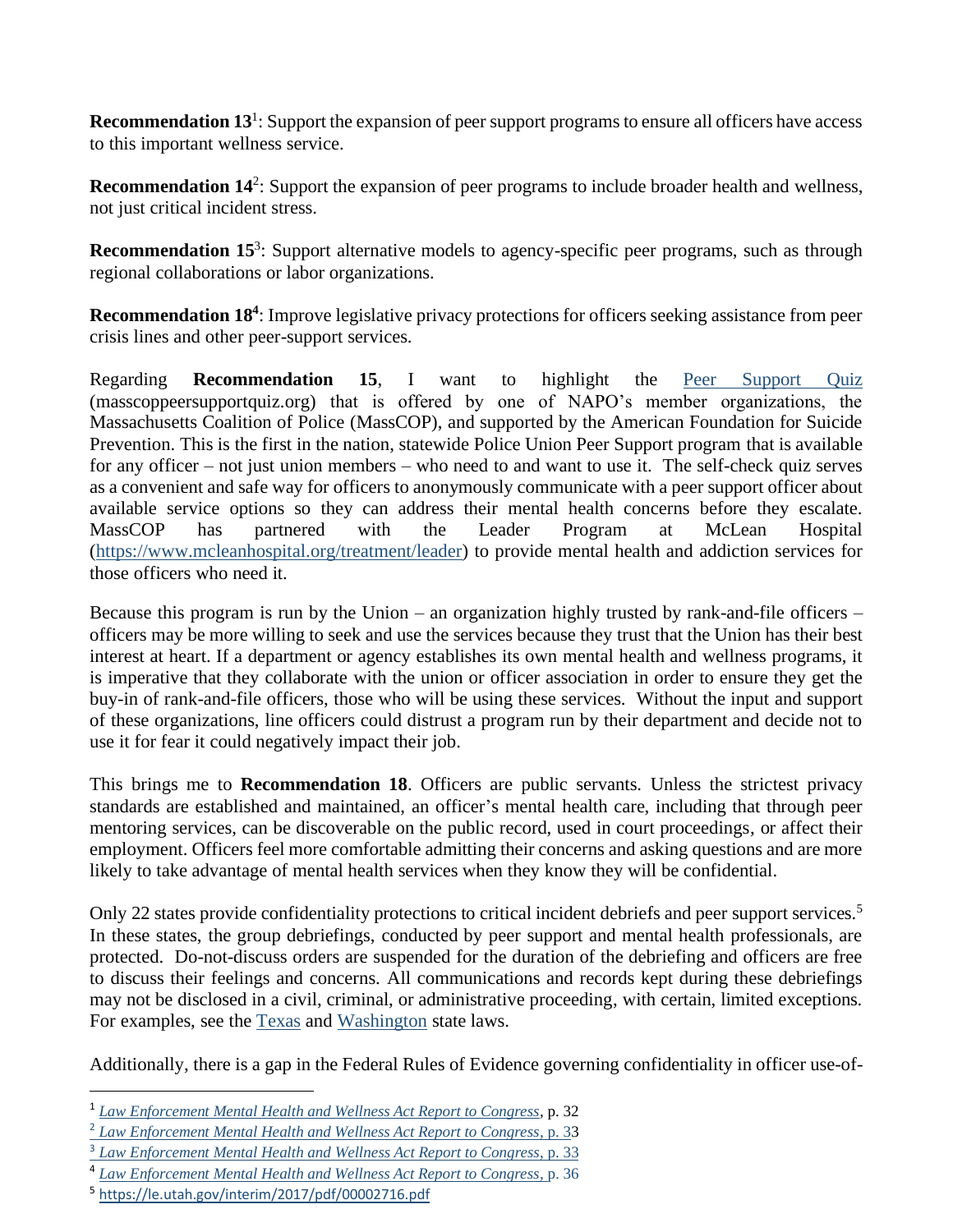**Recommendation 13**[1]: Support the expansion of peer support programs to ensure all officers have access to this important wellness service.

**Recommendation 14**[2]: Support the expansion of peer programs to include broader health and wellness, not just critical incident stress.

**Recommendation 15**[3]: Support alternative models to agency-specific peer programs, such as through regional collaborations or labor organizations.

**Recommendation 18**[4]: Improve legislative privacy protections for officers seeking assistance from peer crisis lines and other peer-support services.

Regarding **Recommendation 15**, I want to highlight the [Peer Support Quiz](masscoppeersupportquiz.org) (masscoppeersupportquiz.org) that is offered by one of NAPO's member organizations, the Massachusetts Coalition of Police (MassCOP), and supported by the American Foundation for Suicide Prevention. This is the first in the nation, statewide Police Union Peer Support program that is available for any officer – not just union members – who need to and want to use it. The self-check quiz serves as a convenient and safe way for officers to anonymously communicate with a peer support officer about available service options so they can address their mental health concerns before they escalate. MassCOP has partnered with the Leader Program at McLean Hospital (https://www.mcleanhospital.org/treatment/leader) to provide mental health and addiction services for those officers who need it.

Because this program is run by the Union – an organization highly trusted by rank-and-file officers – officers may be more willing to seek and use the services because they trust that the Union has their best interest at heart. If a department or agency establishes its own mental health and wellness programs, it is imperative that they collaborate with the union or officer association in order to ensure they get the buy-in of rank-and-file officers, those who will be using these services. Without the input and support of these organizations, line officers could distrust a program run by their department and decide not to use it for fear it could negatively impact their job.

This brings me to **Recommendation 18**. Officers are public servants. Unless the strictest privacy standards are established and maintained, an officer's mental health care, including that through peer mentoring services, can be discoverable on the public record, used in court proceedings, or affect their employment. Officers feel more comfortable admitting their concerns and asking questions and are more likely to take advantage of mental health services when they know they will be confidential.

Only 22 states provide confidentiality protections to critical incident debriefs and peer support services.[5] In these states, the group debriefings, conducted by peer support and mental health professionals, are protected. Do-not-discuss orders are suspended for the duration of the debriefing and officers are free to discuss their feelings and concerns. All communications and records kept during these debriefings may not be disclosed in a civil, criminal, or administrative proceeding, with certain, limited exceptions. For examples, see the Texas and Washington state laws.

Additionally, there is a gap in the Federal Rules of Evidence governing confidentiality in officer use-of-

---

[1] *Law Enforcement Mental Health and Wellness Act Report to Congress*, p. 32

[2] *Law Enforcement Mental Health and Wellness Act Report to Congress*, p. 33

[3] *Law Enforcement Mental Health and Wellness Act Report to Congress*, p. 33

[4] *Law Enforcement Mental Health and Wellness Act Report to Congress*, p. 36

[5] https://le.utah.gov/interim/2017/pdf/00002716.pdf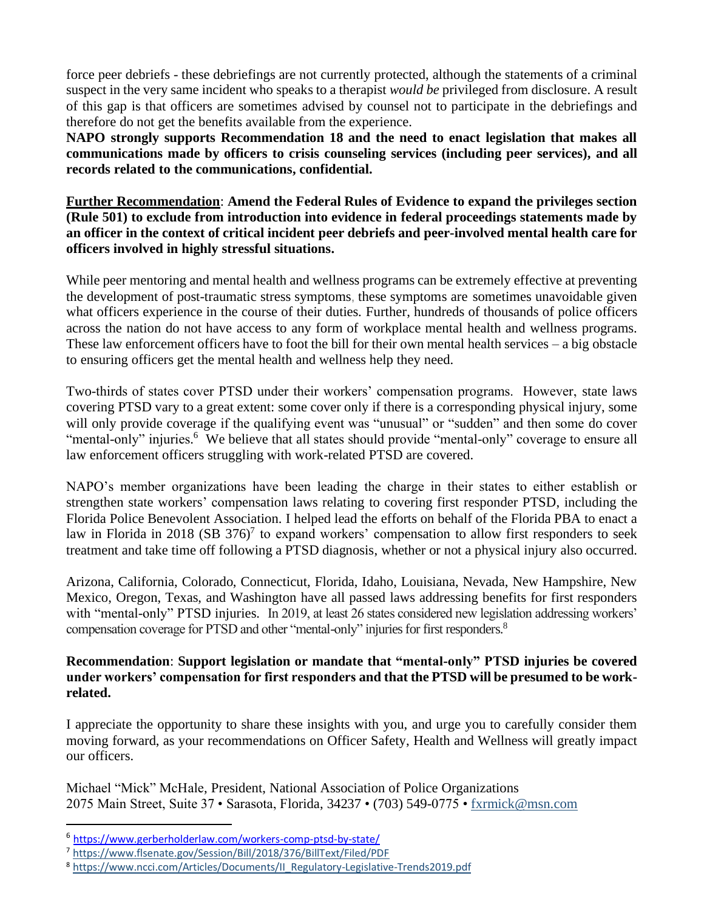force peer debriefs - these debriefings are not currently protected, although the statements of a criminal suspect in the very same incident who speaks to a therapist *would be* privileged from disclosure. A result of this gap is that officers are sometimes advised by counsel not to participate in the debriefings and therefore do not get the benefits available from the experience.

**NAPO strongly supports Recommendation 18 and the need to enact legislation that makes all communications made by officers to crisis counseling services (including peer services), and all records related to the communications, confidential.**

**<u>Further Recommendation</u>: Amend the Federal Rules of Evidence to expand the privileges section (Rule 501) to exclude from introduction into evidence in federal proceedings statements made by an officer in the context of critical incident peer debriefs and peer-involved mental health care for officers involved in highly stressful situations.**

While peer mentoring and mental health and wellness programs can be extremely effective at preventing the development of post-traumatic stress symptoms, these symptoms are sometimes unavoidable given what officers experience in the course of their duties. Further, hundreds of thousands of police officers across the nation do not have access to any form of workplace mental health and wellness programs. These law enforcement officers have to foot the bill for their own mental health services – a big obstacle to ensuring officers get the mental health and wellness help they need.

Two-thirds of states cover PTSD under their workers' compensation programs. However, state laws covering PTSD vary to a great extent: some cover only if there is a corresponding physical injury, some will only provide coverage if the qualifying event was "unusual" or "sudden" and then some do cover "mental-only" injuries.[6] We believe that all states should provide "mental-only" coverage to ensure all law enforcement officers struggling with work-related PTSD are covered.

NAPO's member organizations have been leading the charge in their states to either establish or strengthen state workers' compensation laws relating to covering first responder PTSD, including the Florida Police Benevolent Association. I helped lead the efforts on behalf of the Florida PBA to enact a law in Florida in 2018 (SB 376)[7] to expand workers' compensation to allow first responders to seek treatment and take time off following a PTSD diagnosis, whether or not a physical injury also occurred.

Arizona, California, Colorado, Connecticut, Florida, Idaho, Louisiana, Nevada, New Hampshire, New Mexico, Oregon, Texas, and Washington have all passed laws addressing benefits for first responders with "mental-only" PTSD injuries. In 2019, at least 26 states considered new legislation addressing workers' compensation coverage for PTSD and other "mental-only" injuries for first responders.[8]

**Recommendation: Support legislation or mandate that "mental-only" PTSD injuries be covered under workers' compensation for first responders and that the PTSD will be presumed to be work-related.**

I appreciate the opportunity to share these insights with you, and urge you to carefully consider them moving forward, as your recommendations on Officer Safety, Health and Wellness will greatly impact our officers.

Michael "Mick" McHale, President, National Association of Police Organizations
2075 Main Street, Suite 37 • Sarasota, Florida, 34237 • (703) 549-0775 • fxrmick@msn.com

---

[6] https://www.gerberholderlaw.com/workers-comp-ptsd-by-state/

[7] https://www.flsenate.gov/Session/Bill/2018/376/BillText/Filed/PDF

[8] https://www.ncci.com/Articles/Documents/II_Regulatory-Legislative-Trends2019.pdf